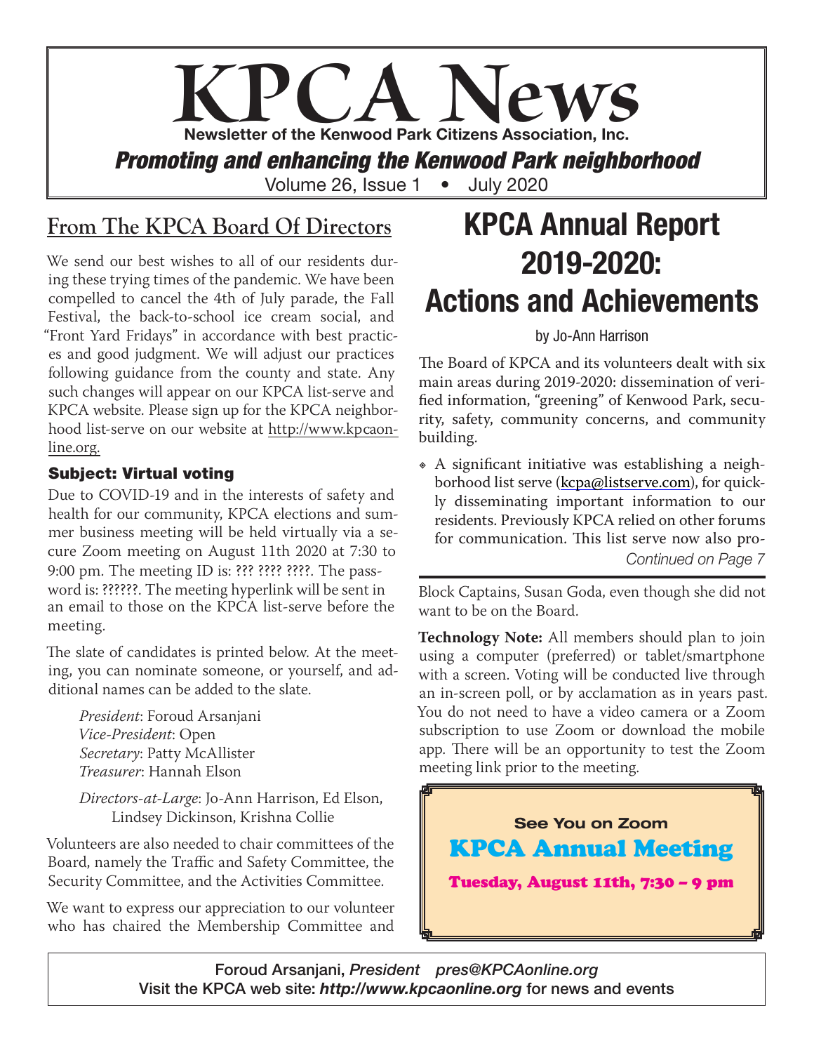# KPCA News

**Newsletter of the Kenwood Park Citizens Association, Inc.**

***Promoting and enhancing the Kenwood Park neighborhood***

Volume 26, Issue 1 • July 2020

## From The KPCA Board Of Directors

We send our best wishes to all of our residents during these trying times of the pandemic. We have been compelled to cancel the 4th of July parade, the Fall Festival, the back-to-school ice cream social, and "Front Yard Fridays" in accordance with best practices and good judgment. We will adjust our practices following guidance from the county and state. Any such changes will appear on our KPCA list-serve and KPCA website. Please sign up for the KPCA neighborhood list-serve on our website at http://www.kpcaonline.org.

### Subject: Virtual voting

Due to COVID-19 and in the interests of safety and health for our community, KPCA elections and summer business meeting will be held virtually via a secure Zoom meeting on August 11th 2020 at 7:30 to 9:00 pm. The meeting ID is: ??? ???? ????. The password is: ??????. The meeting hyperlink will be sent in an email to those on the KPCA list-serve before the meeting.

The slate of candidates is printed below. At the meeting, you can nominate someone, or yourself, and additional names can be added to the slate.

*President*: Foroud Arsanjani
*Vice-President*: Open
*Secretary*: Patty McAllister
*Treasurer*: Hannah Elson

*Directors-at-Large*: Jo-Ann Harrison, Ed Elson, Lindsey Dickinson, Krishna Collie

Volunteers are also needed to chair committees of the Board, namely the Traffic and Safety Committee, the Security Committee, and the Activities Committee.

We want to express our appreciation to our volunteer who has chaired the Membership Committee and Block Captains, Susan Goda, even though she did not want to be on the Board.

**Technology Note:** All members should plan to join using a computer (preferred) or tablet/smartphone with a screen. Voting will be conducted live through an in-screen poll, or by acclamation as in years past. You do not need to have a video camera or a Zoom subscription to use Zoom or download the mobile app. There will be an opportunity to test the Zoom meeting link prior to the meeting.

**See You on Zoom**

**KPCA Annual Meeting**

**Tuesday, August 11th, 7:30 – 9 pm**

# KPCA Annual Report 2019-2020: Actions and Achievements

by Jo-Ann Harrison

The Board of KPCA and its volunteers dealt with six main areas during 2019-2020: dissemination of verified information, "greening" of Kenwood Park, security, safety, community concerns, and community building.

- A significant initiative was establishing a neighborhood list serve (kcpa@listserve.com), for quickly disseminating important information to our residents. Previously KPCA relied on other forums for communication. This list serve now also pro-

*Continued on Page 7*

Foroud Arsanjani, *President* *pres@KPCAonline.org*
Visit the KPCA web site: ***http://www.kpcaonline.org*** for news and events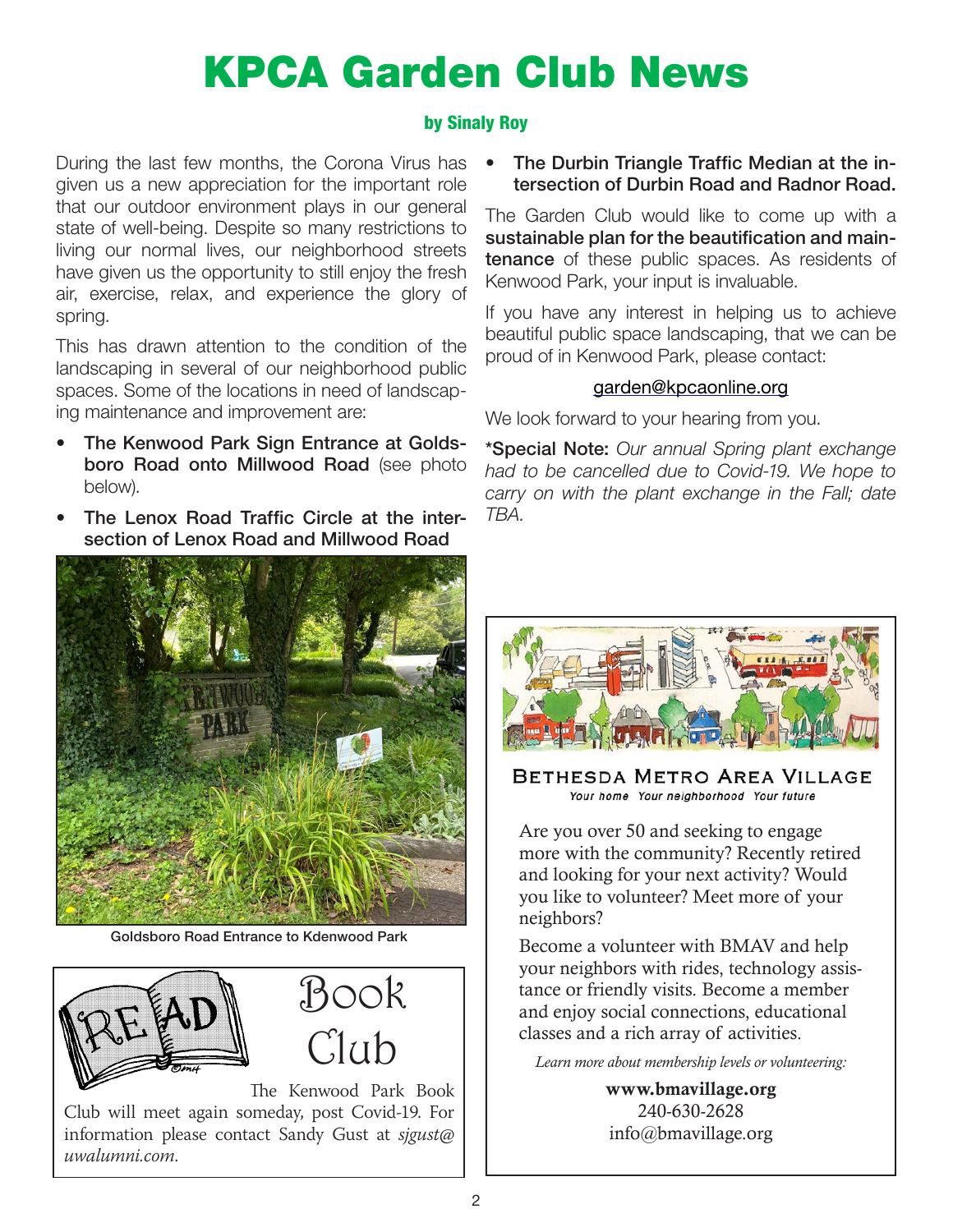# KPCA Garden Club News

**by Sinaly Roy**

During the last few months, the Corona Virus has given us a new appreciation for the important role that our outdoor environment plays in our general state of well-being. Despite so many restrictions to living our normal lives, our neighborhood streets have given us the opportunity to still enjoy the fresh air, exercise, relax, and experience the glory of spring.

This has drawn attention to the condition of the landscaping in several of our neighborhood public spaces. Some of the locations in need of landscaping maintenance and improvement are:

- **The Kenwood Park Sign Entrance at Goldsboro Road onto Millwood Road** (see photo below).
- **The Lenox Road Traffic Circle at the intersection of Lenox Road and Millwood Road**
- **The Durbin Triangle Traffic Median at the intersection of Durbin Road and Radnor Road.**

The Garden Club would like to come up with a **sustainable plan for the beautification and maintenance** of these public spaces. As residents of Kenwood Park, your input is invaluable.

If you have any interest in helping us to achieve beautiful public space landscaping, that we can be proud of in Kenwood Park, please contact:

garden@kpcaonline.org

We look forward to your hearing from you.

***Special Note:** *Our annual Spring plant exchange had to be cancelled due to Covid-19. We hope to carry on with the plant exchange in the Fall; date TBA.*

Goldsboro Road Entrance to Kdenwood Park

## Book Club

The Kenwood Park Book Club will meet again someday, post Covid-19. For information please contact Sandy Gust at *sjgust@uwalumni.com.*

## Bethesda Metro Area Village

*Your home Your neighborhood Your future*

Are you over 50 and seeking to engage more with the community? Recently retired and looking for your next activity? Would you like to volunteer? Meet more of your neighbors?

Become a volunteer with BMAV and help your neighbors with rides, technology assistance or friendly visits. Become a member and enjoy social connections, educational classes and a rich array of activities.

*Learn more about membership levels or volunteering:*

**www.bmavillage.org**
240-630-2628
info@bmavillage.org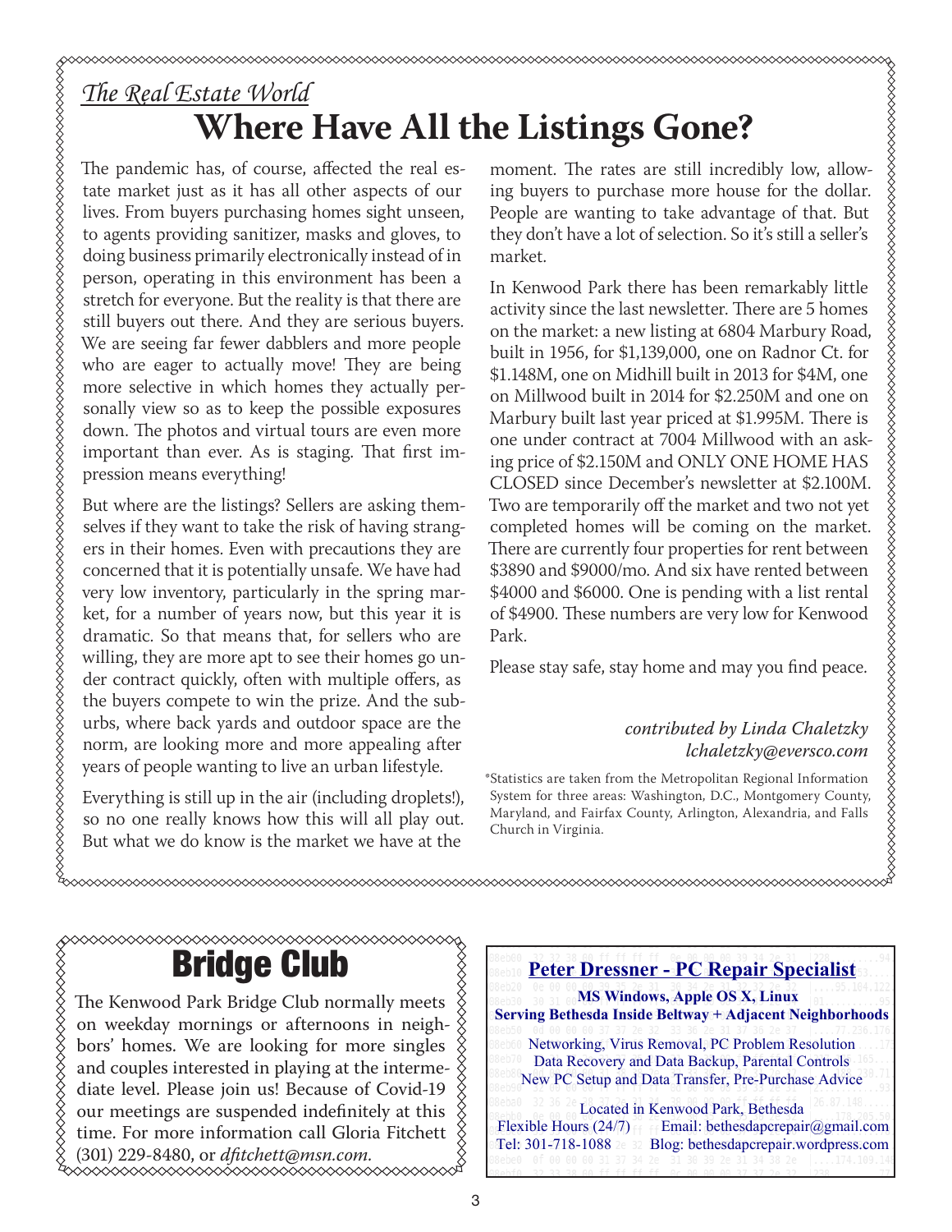*The Real Estate World*

# Where Have All the Listings Gone?

The pandemic has, of course, affected the real estate market just as it has all other aspects of our lives. From buyers purchasing homes sight unseen, to agents providing sanitizer, masks and gloves, to doing business primarily electronically instead of in person, operating in this environment has been a stretch for everyone. But the reality is that there are still buyers out there. And they are serious buyers. We are seeing far fewer dabblers and more people who are eager to actually move! They are being more selective in which homes they actually personally view so as to keep the possible exposures down. The photos and virtual tours are even more important than ever. As is staging. That first impression means everything!

But where are the listings? Sellers are asking themselves if they want to take the risk of having strangers in their homes. Even with precautions they are concerned that it is potentially unsafe. We have had very low inventory, particularly in the spring market, for a number of years now, but this year it is dramatic. So that means that, for sellers who are willing, they are more apt to see their homes go under contract quickly, often with multiple offers, as the buyers compete to win the prize. And the suburbs, where back yards and outdoor space are the norm, are looking more and more appealing after years of people wanting to live an urban lifestyle.

Everything is still up in the air (including droplets!), so no one really knows how this will all play out. But what we do know is the market we have at the moment. The rates are still incredibly low, allowing buyers to purchase more house for the dollar. People are wanting to take advantage of that. But they don't have a lot of selection. So it's still a seller's market.

In Kenwood Park there has been remarkably little activity since the last newsletter. There are 5 homes on the market: a new listing at 6804 Marbury Road, built in 1956, for $1,139,000, one on Radnor Ct. for $1.148M, one on Midhill built in 2013 for $4M, one on Millwood built in 2014 for $2.250M and one on Marbury built last year priced at $1.995M. There is one under contract at 7004 Millwood with an asking price of $2.150M and ONLY ONE HOME HAS CLOSED since December's newsletter at $2.100M. Two are temporarily off the market and two not yet completed homes will be coming on the market. There are currently four properties for rent between $3890 and $9000/mo. And six have rented between $4000 and $6000. One is pending with a list rental of $4900. These numbers are very low for Kenwood Park.

Please stay safe, stay home and may you find peace.

*contributed by Linda Chaletzky*
*lchaletzky@eversco.com*

*Statistics are taken from the Metropolitan Regional Information System for three areas: Washington, D.C., Montgomery County, Maryland, and Fairfax County, Arlington, Alexandria, and Falls Church in Virginia.

# Bridge Club

The Kenwood Park Bridge Club normally meets on weekday mornings or afternoons in neighbors' homes. We are looking for more singles and couples interested in playing at the intermediate level. Please join us! Because of Covid-19 our meetings are suspended indefinitely at this time. For more information call Gloria Fitchett (301) 229-8480, or *dfitchett@msn.com.*

**Peter Dressner - PC Repair Specialist**

**MS Windows, Apple OS X, Linux**
**Serving Bethesda Inside Beltway + Adjacent Neighborhoods**

Networking, Virus Removal, PC Problem Resolution
Data Recovery and Data Backup, Parental Controls
New PC Setup and Data Transfer, Pre-Purchase Advice

Located in Kenwood Park, Bethesda
Flexible Hours (24/7) Email: bethesdapcrepair@gmail.com
Tel: 301-718-1088 Blog: bethesdapcrepair.wordpress.com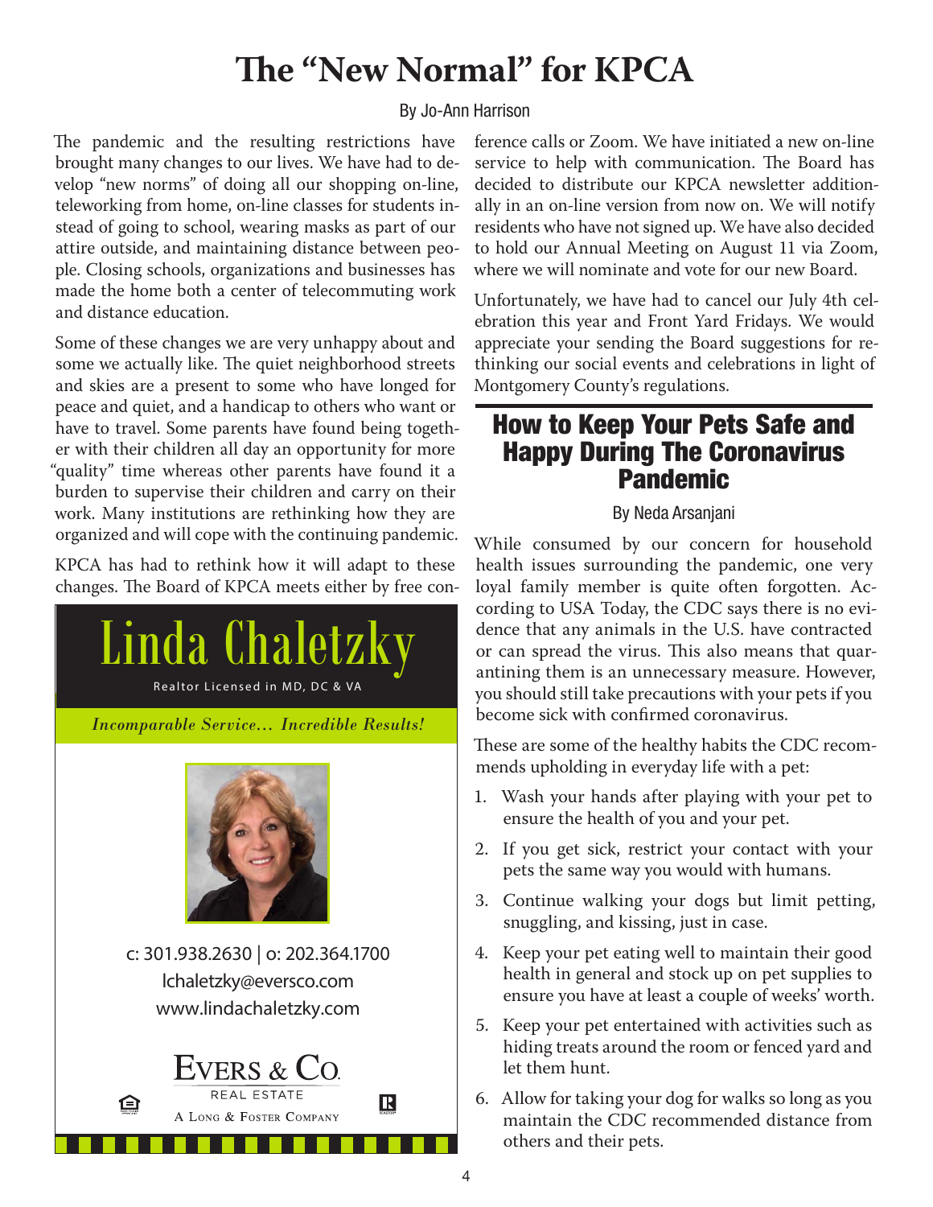# The "New Normal" for KPCA

By Jo-Ann Harrison

The pandemic and the resulting restrictions have brought many changes to our lives. We have had to develop "new norms" of doing all our shopping on-line, teleworking from home, on-line classes for students instead of going to school, wearing masks as part of our attire outside, and maintaining distance between people. Closing schools, organizations and businesses has made the home both a center of telecommuting work and distance education.

Some of these changes we are very unhappy about and some we actually like. The quiet neighborhood streets and skies are a present to some who have longed for peace and quiet, and a handicap to others who want or have to travel. Some parents have found being together with their children all day an opportunity for more "quality" time whereas other parents have found it a burden to supervise their children and carry on their work. Many institutions are rethinking how they are organized and will cope with the continuing pandemic.

KPCA has had to rethink how it will adapt to these changes. The Board of KPCA meets either by free conference calls or Zoom. We have initiated a new on-line service to help with communication. The Board has decided to distribute our KPCA newsletter additionally in an on-line version from now on. We will notify residents who have not signed up. We have also decided to hold our Annual Meeting on August 11 via Zoom, where we will nominate and vote for our new Board.

Unfortunately, we have had to cancel our July 4th celebration this year and Front Yard Fridays. We would appreciate your sending the Board suggestions for rethinking our social events and celebrations in light of Montgomery County's regulations.

Linda Chaletzky

Realtor Licensed in MD, DC & VA

*Incomparable Service… Incredible Results!*

c: 301.938.2630 | o: 202.364.1700
lchaletzky@eversco.com
www.lindachaletzky.com

EVERS & CO. REAL ESTATE
A LONG & FOSTER COMPANY

## How to Keep Your Pets Safe and Happy During The Coronavirus Pandemic

By Neda Arsanjani

While consumed by our concern for household health issues surrounding the pandemic, one very loyal family member is quite often forgotten. According to USA Today, the CDC says there is no evidence that any animals in the U.S. have contracted or can spread the virus. This also means that quarantining them is an unnecessary measure. However, you should still take precautions with your pets if you become sick with confirmed coronavirus.

These are some of the healthy habits the CDC recommends upholding in everyday life with a pet:

1. Wash your hands after playing with your pet to ensure the health of you and your pet.
2. If you get sick, restrict your contact with your pets the same way you would with humans.
3. Continue walking your dogs but limit petting, snuggling, and kissing, just in case.
4. Keep your pet eating well to maintain their good health in general and stock up on pet supplies to ensure you have at least a couple of weeks' worth.
5. Keep your pet entertained with activities such as hiding treats around the room or fenced yard and let them hunt.
6. Allow for taking your dog for walks so long as you maintain the CDC recommended distance from others and their pets.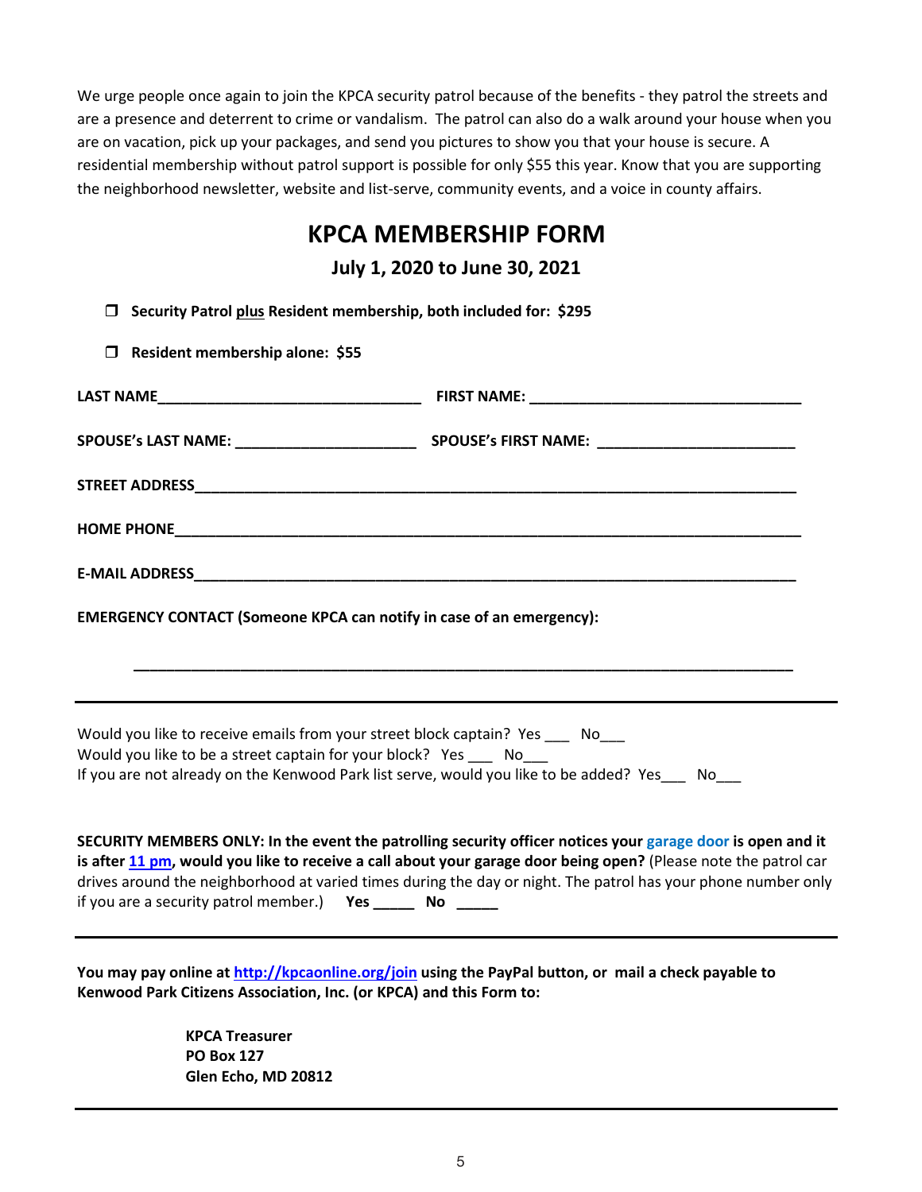We urge people once again to join the KPCA security patrol because of the benefits - they patrol the streets and are a presence and deterrent to crime or vandalism. The patrol can also do a walk around your house when you are on vacation, pick up your packages, and send you pictures to show you that your house is secure. A residential membership without patrol support is possible for only $55 this year. Know that you are supporting the neighborhood newsletter, website and list-serve, community events, and a voice in county affairs.

# KPCA MEMBERSHIP FORM

### July 1, 2020 to June 30, 2021

- ❒ **Security Patrol plus Resident membership, both included for: $295**
- ❒ **Resident membership alone: $55**

**LAST NAME**________________________________ **FIRST NAME:** _________________________________

**SPOUSE's LAST NAME:** _____________________ **SPOUSE's FIRST NAME:** _______________________

**STREET ADDRESS**________________________________________________________________________

**HOME PHONE**___________________________________________________________________________

**E-MAIL ADDRESS**_________________________________________________________________________

**EMERGENCY CONTACT (Someone KPCA can notify in case of an emergency):**

_______________________________________________________________________________

---

Would you like to receive emails from your street block captain? Yes ___ No___
Would you like to be a street captain for your block? Yes ___ No___
If you are not already on the Kenwood Park list serve, would you like to be added? Yes___ No___

**SECURITY MEMBERS ONLY: In the event the patrolling security officer notices your garage door is open and it is after 11 pm, would you like to receive a call about your garage door being open?** (Please note the patrol car drives around the neighborhood at varied times during the day or night. The patrol has your phone number only if you are a security patrol member.) **Yes _____ No _____**

---

**You may pay online at http://kpcaonline.org/join using the PayPal button, or mail a check payable to Kenwood Park Citizens Association, Inc. (or KPCA) and this Form to:**

**KPCA Treasurer**
**PO Box 127**
**Glen Echo, MD 20812**

---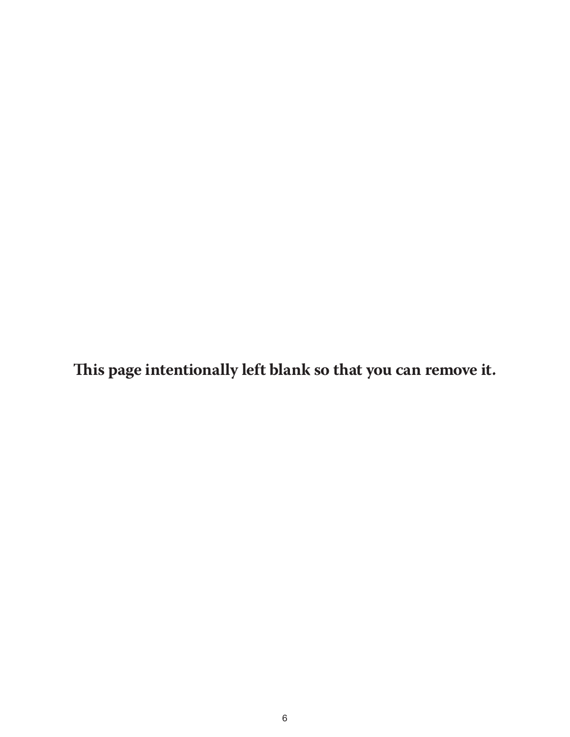**This page intentionally left blank so that you can remove it.**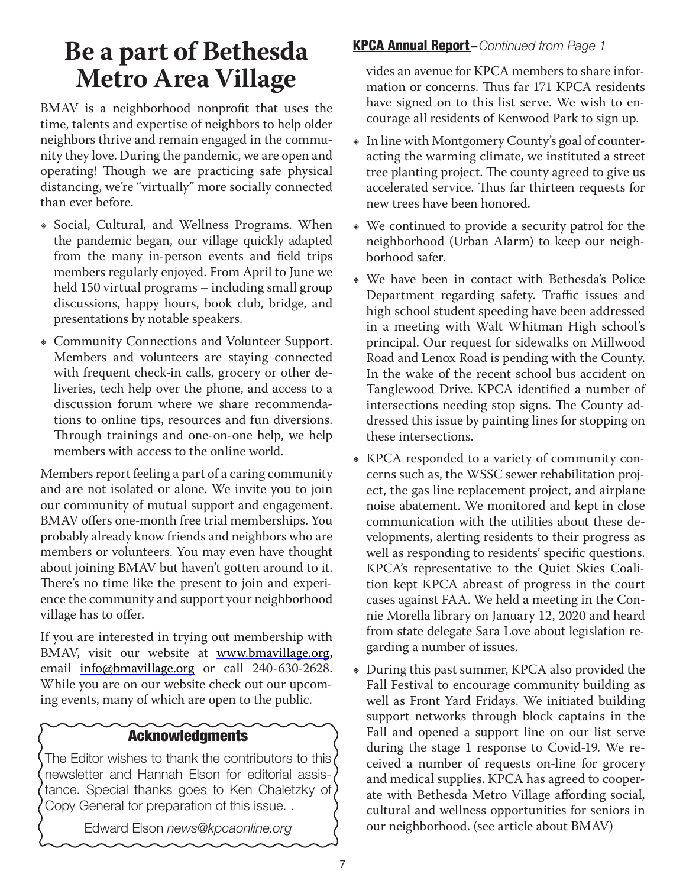# Be a part of Bethesda Metro Area Village

BMAV is a neighborhood nonprofit that uses the time, talents and expertise of neighbors to help older neighbors thrive and remain engaged in the community they love. During the pandemic, we are open and operating! Though we are practicing safe physical distancing, we're "virtually" more socially connected than ever before.

- Social, Cultural, and Wellness Programs. When the pandemic began, our village quickly adapted from the many in-person events and field trips members regularly enjoyed. From April to June we held 150 virtual programs – including small group discussions, happy hours, book club, bridge, and presentations by notable speakers.
- Community Connections and Volunteer Support. Members and volunteers are staying connected with frequent check-in calls, grocery or other deliveries, tech help over the phone, and access to a discussion forum where we share recommendations to online tips, resources and fun diversions. Through trainings and one-on-one help, we help members with access to the online world.

Members report feeling a part of a caring community and are not isolated or alone. We invite you to join our community of mutual support and engagement. BMAV offers one-month free trial memberships. You probably already know friends and neighbors who are members or volunteers. You may even have thought about joining BMAV but haven't gotten around to it. There's no time like the present to join and experience the community and support your neighborhood village has to offer.

If you are interested in trying out membership with BMAV, visit our website at www.bmavillage.org, email info@bmavillage.org or call 240-630-2628. While you are on our website check out our upcoming events, many of which are open to the public.

### Acknowledgments

The Editor wishes to thank the contributors to this newsletter and Hannah Elson for editorial assistance. Special thanks goes to Ken Chaletzky of Copy General for preparation of this issue. .

Edward Elson *news@kpcaonline.org*

## KPCA Annual Report – *Continued from Page 1*

vides an avenue for KPCA members to share information or concerns. Thus far 171 KPCA residents have signed on to this list serve. We wish to encourage all residents of Kenwood Park to sign up.

- In line with Montgomery County's goal of counteracting the warming climate, we instituted a street tree planting project. The county agreed to give us accelerated service. Thus far thirteen requests for new trees have been honored.
- We continued to provide a security patrol for the neighborhood (Urban Alarm) to keep our neighborhood safer.
- We have been in contact with Bethesda's Police Department regarding safety. Traffic issues and high school student speeding have been addressed in a meeting with Walt Whitman High school's principal. Our request for sidewalks on Millwood Road and Lenox Road is pending with the County. In the wake of the recent school bus accident on Tanglewood Drive. KPCA identified a number of intersections needing stop signs. The County addressed this issue by painting lines for stopping on these intersections.
- KPCA responded to a variety of community concerns such as, the WSSC sewer rehabilitation project, the gas line replacement project, and airplane noise abatement. We monitored and kept in close communication with the utilities about these developments, alerting residents to their progress as well as responding to residents' specific questions. KPCA's representative to the Quiet Skies Coalition kept KPCA abreast of progress in the court cases against FAA. We held a meeting in the Connie Morella library on January 12, 2020 and heard from state delegate Sara Love about legislation regarding a number of issues.
- During this past summer, KPCA also provided the Fall Festival to encourage community building as well as Front Yard Fridays. We initiated building support networks through block captains in the Fall and opened a support line on our list serve during the stage 1 response to Covid-19. We received a number of requests on-line for grocery and medical supplies. KPCA has agreed to cooperate with Bethesda Metro Village affording social, cultural and wellness opportunities for seniors in our neighborhood. (see article about BMAV)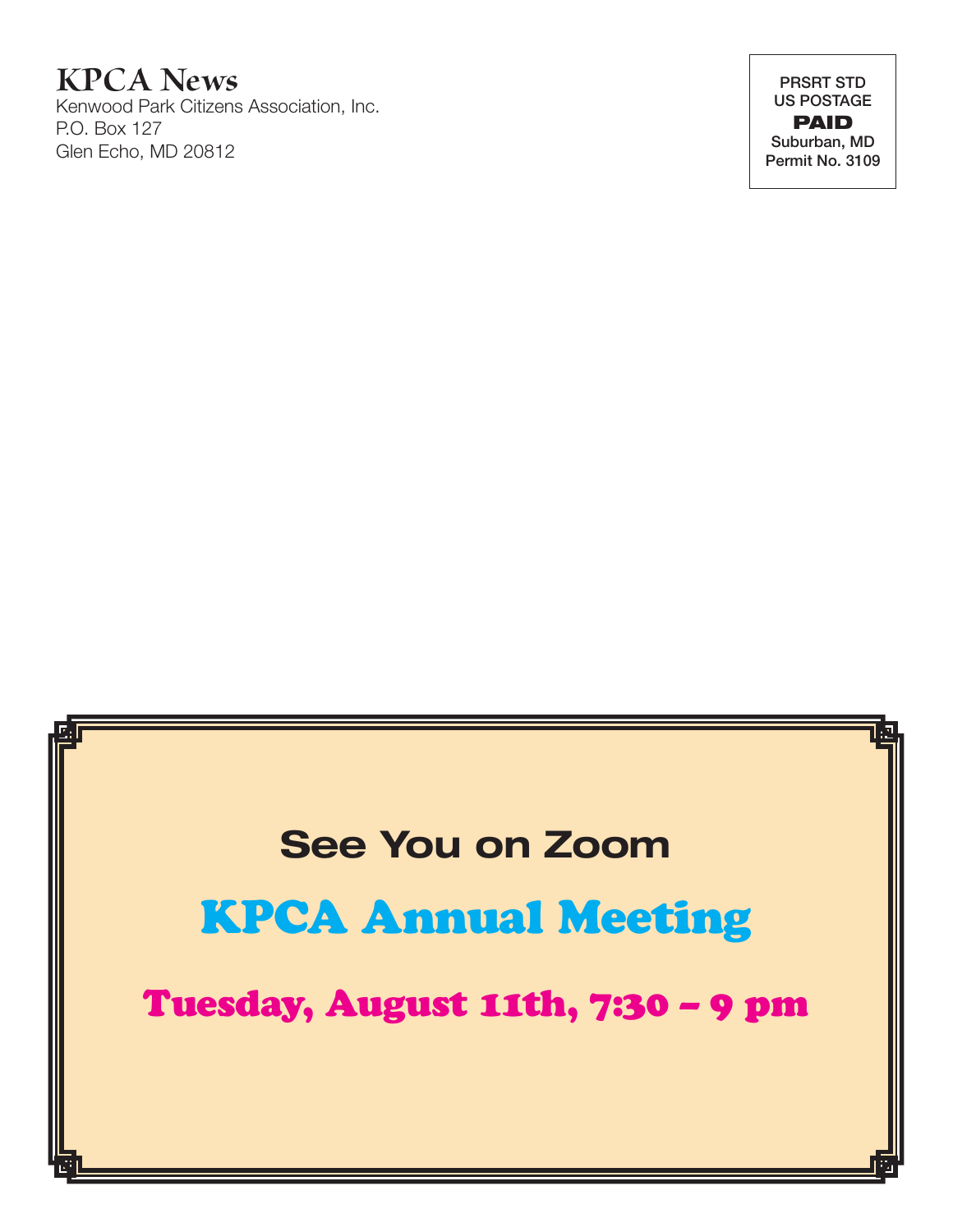# KPCA News

Kenwood Park Citizens Association, Inc.
P.O. Box 127
Glen Echo, MD 20812

PRSRT STD
US POSTAGE
**PAID**
Suburban, MD
Permit No. 3109

## See You on Zoom

# KPCA Annual Meeting

## Tuesday, August 11th, 7:30 – 9 pm